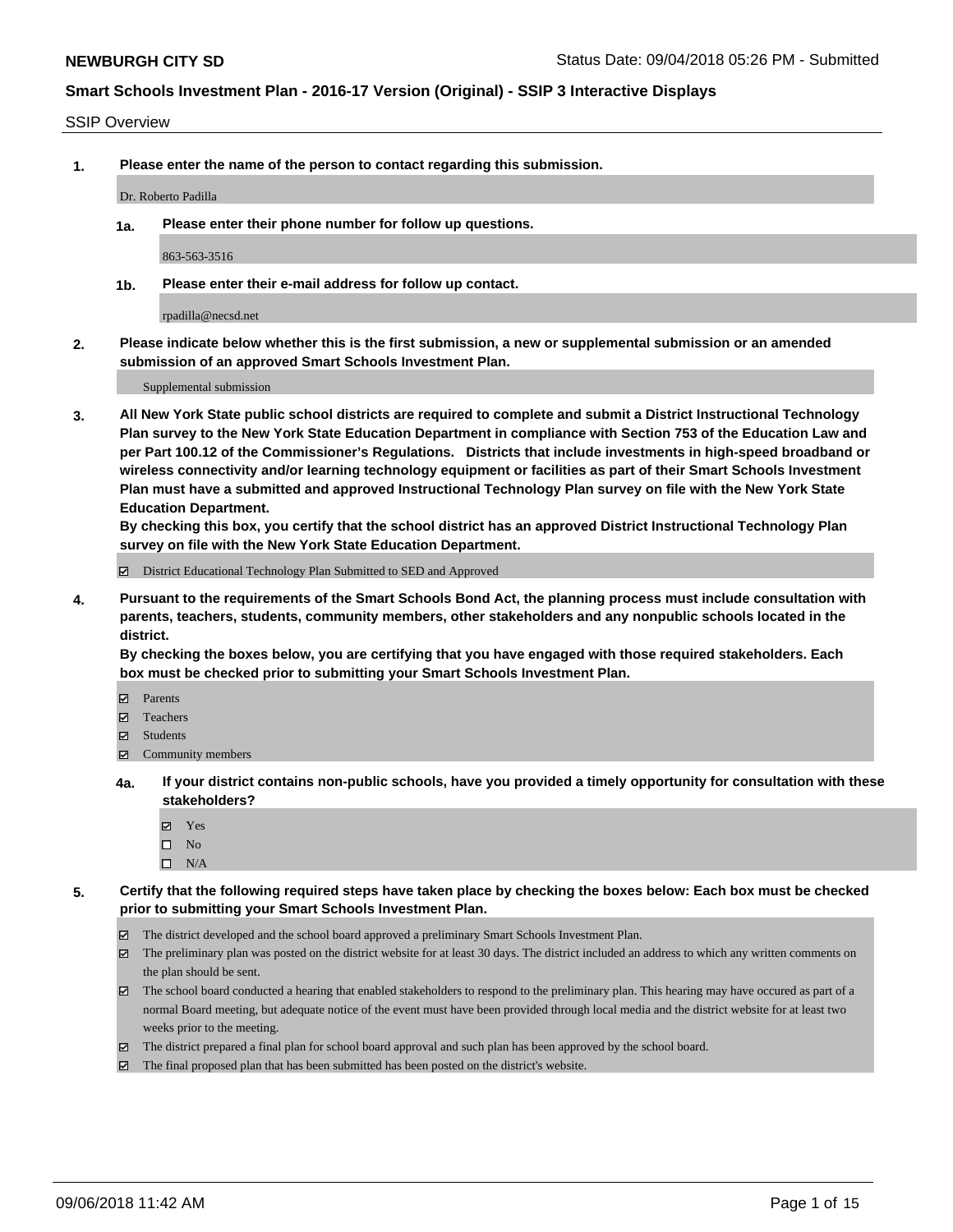**NEWBURGH CITY SD** Status Date: 09/04/2018 05:26 PM - Submitted

**Smart Schools Investment Plan - 2016-17 Version (Original) - SSIP 3 Interactive Displays**

SSIP Overview

**1. Please enter the name of the person to contact regarding this submission.**

Dr. Roberto Padilla

**1a. Please enter their phone number for follow up questions.**

863-563-3516

**1b. Please enter their e-mail address for follow up contact.**

rpadilla@necsd.net

**2. Please indicate below whether this is the first submission, a new or supplemental submission or an amended submission of an approved Smart Schools Investment Plan.**

Supplemental submission

**3. All New York State public school districts are required to complete and submit a District Instructional Technology Plan survey to the New York State Education Department in compliance with Section 753 of the Education Law and per Part 100.12 of the Commissioner's Regulations. Districts that include investments in high-speed broadband or wireless connectivity and/or learning technology equipment or facilities as part of their Smart Schools Investment Plan must have a submitted and approved Instructional Technology Plan survey on file with the New York State Education Department.**
**By checking this box, you certify that the school district has an approved District Instructional Technology Plan survey on file with the New York State Education Department.**

- ☑ District Educational Technology Plan Submitted to SED and Approved

**4. Pursuant to the requirements of the Smart Schools Bond Act, the planning process must include consultation with parents, teachers, students, community members, other stakeholders and any nonpublic schools located in the district.**
**By checking the boxes below, you are certifying that you have engaged with those required stakeholders. Each box must be checked prior to submitting your Smart Schools Investment Plan.**

- ☑ Parents
- ☑ Teachers
- ☑ Students
- ☑ Community members

**4a. If your district contains non-public schools, have you provided a timely opportunity for consultation with these stakeholders?**

- ☑ Yes
- ☐ No
- ☐ N/A

**5. Certify that the following required steps have taken place by checking the boxes below: Each box must be checked prior to submitting your Smart Schools Investment Plan.**

- ☑ The district developed and the school board approved a preliminary Smart Schools Investment Plan.
- ☑ The preliminary plan was posted on the district website for at least 30 days. The district included an address to which any written comments on the plan should be sent.
- ☑ The school board conducted a hearing that enabled stakeholders to respond to the preliminary plan. This hearing may have occured as part of a normal Board meeting, but adequate notice of the event must have been provided through local media and the district website for at least two weeks prior to the meeting.
- ☑ The district prepared a final plan for school board approval and such plan has been approved by the school board.
- ☑ The final proposed plan that has been submitted has been posted on the district's website.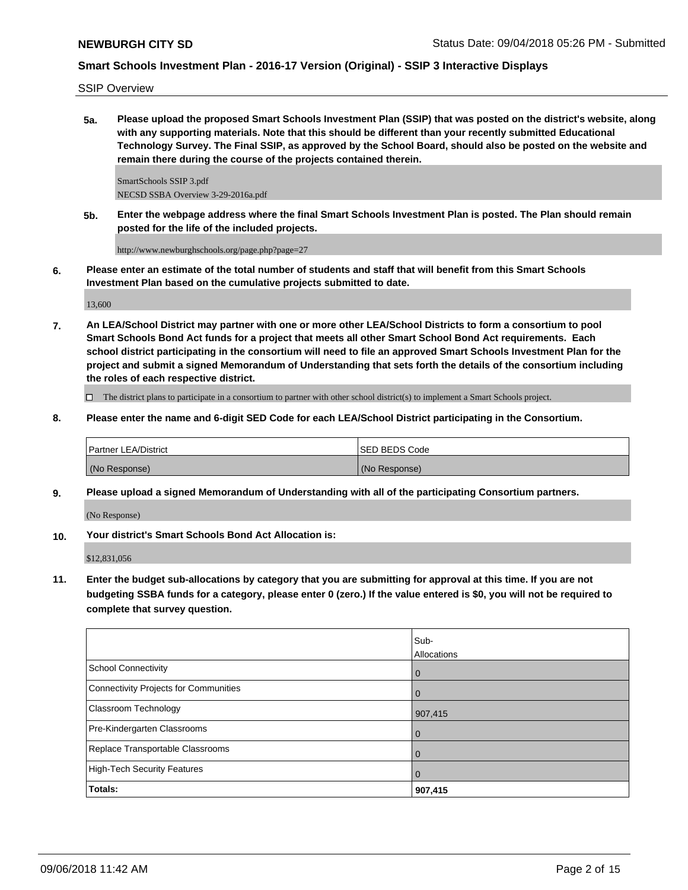SSIP Overview

**5a. Please upload the proposed Smart Schools Investment Plan (SSIP) that was posted on the district's website, along with any supporting materials. Note that this should be different than your recently submitted Educational Technology Survey. The Final SSIP, as approved by the School Board, should also be posted on the website and remain there during the course of the projects contained therein.**

SmartSchools SSIP 3.pdf
NECSD SSBA Overview 3-29-2016a.pdf

**5b. Enter the webpage address where the final Smart Schools Investment Plan is posted. The Plan should remain posted for the life of the included projects.**

http://www.newburghschools.org/page.php?page=27

**6. Please enter an estimate of the total number of students and staff that will benefit from this Smart Schools Investment Plan based on the cumulative projects submitted to date.**

13,600

**7. An LEA/School District may partner with one or more other LEA/School Districts to form a consortium to pool Smart Schools Bond Act funds for a project that meets all other Smart School Bond Act requirements. Each school district participating in the consortium will need to file an approved Smart Schools Investment Plan for the project and submit a signed Memorandum of Understanding that sets forth the details of the consortium including the roles of each respective district.**

☐ The district plans to participate in a consortium to partner with other school district(s) to implement a Smart Schools project.

**8. Please enter the name and 6-digit SED Code for each LEA/School District participating in the Consortium.**

| Partner LEA/District | SED BEDS Code |
|---|---|
| (No Response) | (No Response) |

**9. Please upload a signed Memorandum of Understanding with all of the participating Consortium partners.**

(No Response)

**10. Your district's Smart Schools Bond Act Allocation is:**

$12,831,056

**11. Enter the budget sub-allocations by category that you are submitting for approval at this time. If you are not budgeting SSBA funds for a category, please enter 0 (zero.) If the value entered is $0, you will not be required to complete that survey question.**

| | Sub-Allocations |
|---|---|
| School Connectivity | 0 |
| Connectivity Projects for Communities | 0 |
| Classroom Technology | 907,415 |
| Pre-Kindergarten Classrooms | 0 |
| Replace Transportable Classrooms | 0 |
| High-Tech Security Features | 0 |
| **Totals:** | **907,415** |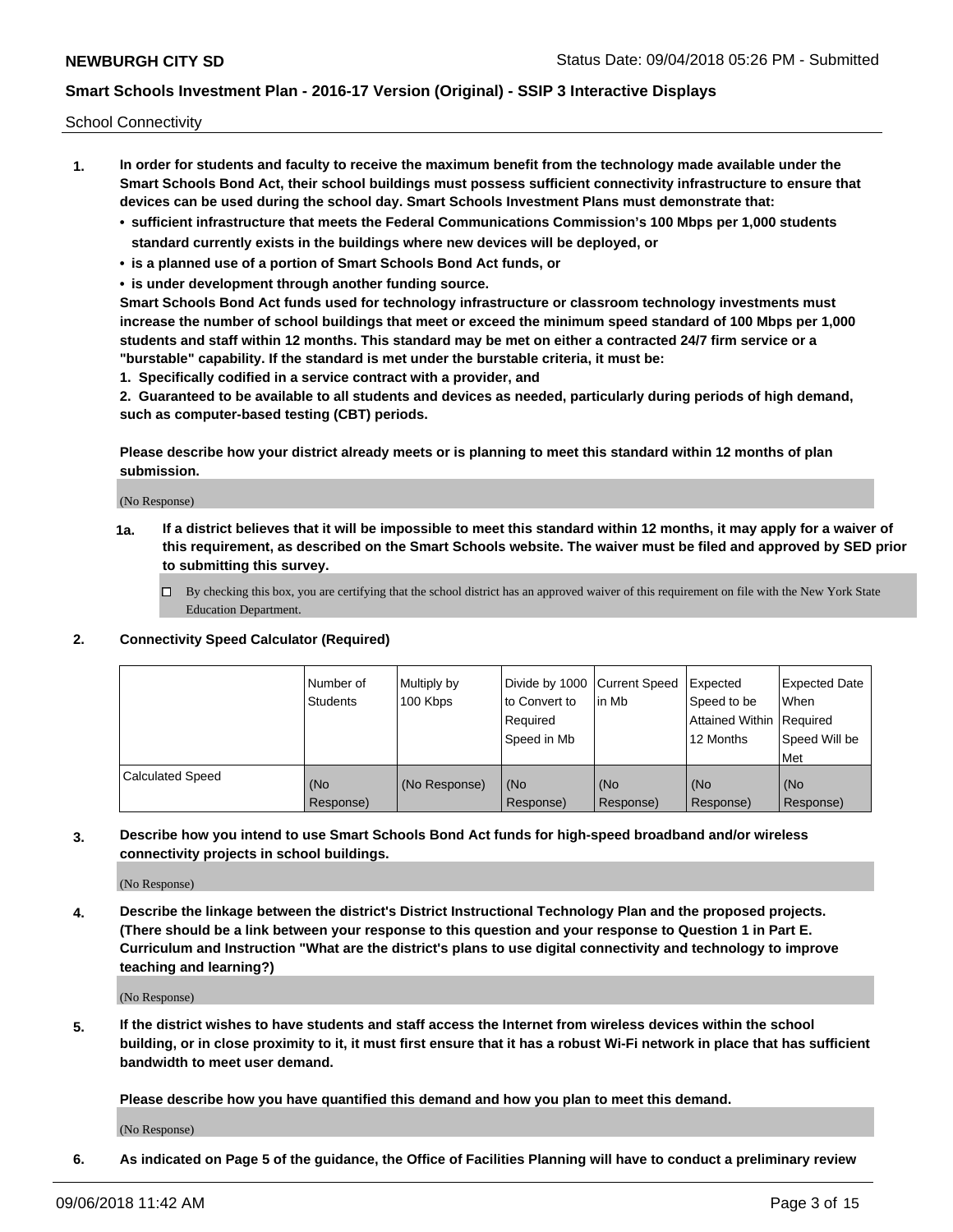School Connectivity

1. **In order for students and faculty to receive the maximum benefit from the technology made available under the Smart Schools Bond Act, their school buildings must possess sufficient connectivity infrastructure to ensure that devices can be used during the school day. Smart Schools Investment Plans must demonstrate that:**
   - **sufficient infrastructure that meets the Federal Communications Commission's 100 Mbps per 1,000 students standard currently exists in the buildings where new devices will be deployed, or**
   - **is a planned use of a portion of Smart Schools Bond Act funds, or**
   - **is under development through another funding source.**

   **Smart Schools Bond Act funds used for technology infrastructure or classroom technology investments must increase the number of school buildings that meet or exceed the minimum speed standard of 100 Mbps per 1,000 students and staff within 12 months. This standard may be met on either a contracted 24/7 firm service or a "burstable" capability. If the standard is met under the burstable criteria, it must be:**

   **1. Specifically codified in a service contract with a provider, and**

   **2. Guaranteed to be available to all students and devices as needed, particularly during periods of high demand, such as computer-based testing (CBT) periods.**

   **Please describe how your district already meets or is planning to meet this standard within 12 months of plan submission.**

   (No Response)

   **1a. If a district believes that it will be impossible to meet this standard within 12 months, it may apply for a waiver of this requirement, as described on the Smart Schools website. The waiver must be filed and approved by SED prior to submitting this survey.**

   ☐ By checking this box, you are certifying that the school district has an approved waiver of this requirement on file with the New York State Education Department.

2. **Connectivity Speed Calculator (Required)**

| | Number of Students | Multiply by 100 Kbps | Divide by 1000 to Convert to Required Speed in Mb | Current Speed in Mb | Expected Speed to be Attained Within 12 Months | Expected Date When Required Speed Will be Met |
|---|---|---|---|---|---|---|
| Calculated Speed | (No Response) | (No Response) | (No Response) | (No Response) | (No Response) | (No Response) |

3. **Describe how you intend to use Smart Schools Bond Act funds for high-speed broadband and/or wireless connectivity projects in school buildings.**

   (No Response)

4. **Describe the linkage between the district's District Instructional Technology Plan and the proposed projects. (There should be a link between your response to this question and your response to Question 1 in Part E. Curriculum and Instruction "What are the district's plans to use digital connectivity and technology to improve teaching and learning?)**

   (No Response)

5. **If the district wishes to have students and staff access the Internet from wireless devices within the school building, or in close proximity to it, it must first ensure that it has a robust Wi-Fi network in place that has sufficient bandwidth to meet user demand.**

   **Please describe how you have quantified this demand and how you plan to meet this demand.**

   (No Response)

6. **As indicated on Page 5 of the guidance, the Office of Facilities Planning will have to conduct a preliminary review**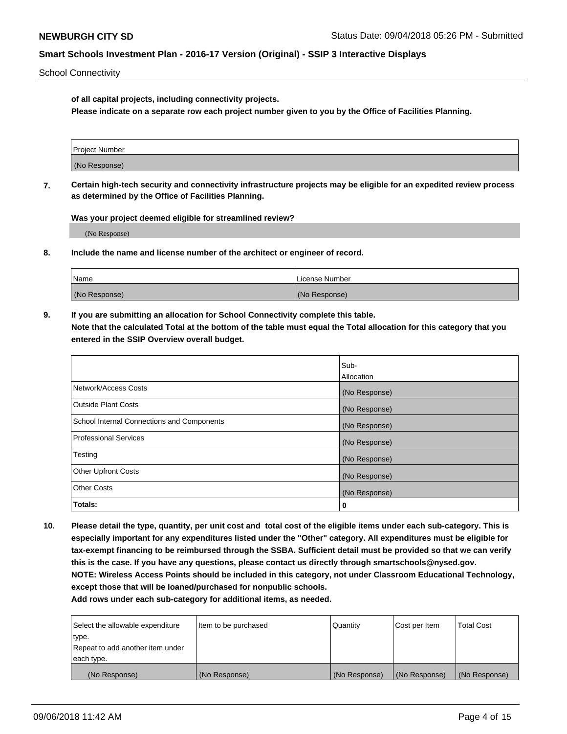**of all capital projects, including connectivity projects.**
**Please indicate on a separate row each project number given to you by the Office of Facilities Planning.**

| Project Number |
| --- |
| (No Response) |

**7. Certain high-tech security and connectivity infrastructure projects may be eligible for an expedited review process as determined by the Office of Facilities Planning.**

**Was your project deemed eligible for streamlined review?**

(No Response)

**8. Include the name and license number of the architect or engineer of record.**

| Name | License Number |
| --- | --- |
| (No Response) | (No Response) |

**9. If you are submitting an allocation for School Connectivity complete this table.**
**Note that the calculated Total at the bottom of the table must equal the Total allocation for this category that you entered in the SSIP Overview overall budget.**

| | Sub-Allocation |
| --- | --- |
| Network/Access Costs | (No Response) |
| Outside Plant Costs | (No Response) |
| School Internal Connections and Components | (No Response) |
| Professional Services | (No Response) |
| Testing | (No Response) |
| Other Upfront Costs | (No Response) |
| Other Costs | (No Response) |
| **Totals:** | **0** |

**10. Please detail the type, quantity, per unit cost and total cost of the eligible items under each sub-category. This is especially important for any expenditures listed under the "Other" category. All expenditures must be eligible for tax-exempt financing to be reimbursed through the SSBA. Sufficient detail must be provided so that we can verify this is the case. If you have any questions, please contact us directly through smartschools@nysed.gov.**
**NOTE: Wireless Access Points should be included in this category, not under Classroom Educational Technology, except those that will be loaned/purchased for nonpublic schools.**
**Add rows under each sub-category for additional items, as needed.**

| Select the allowable expenditure type. Repeat to add another item under each type. | Item to be purchased | Quantity | Cost per Item | Total Cost |
| --- | --- | --- | --- | --- |
| (No Response) | (No Response) | (No Response) | (No Response) | (No Response) |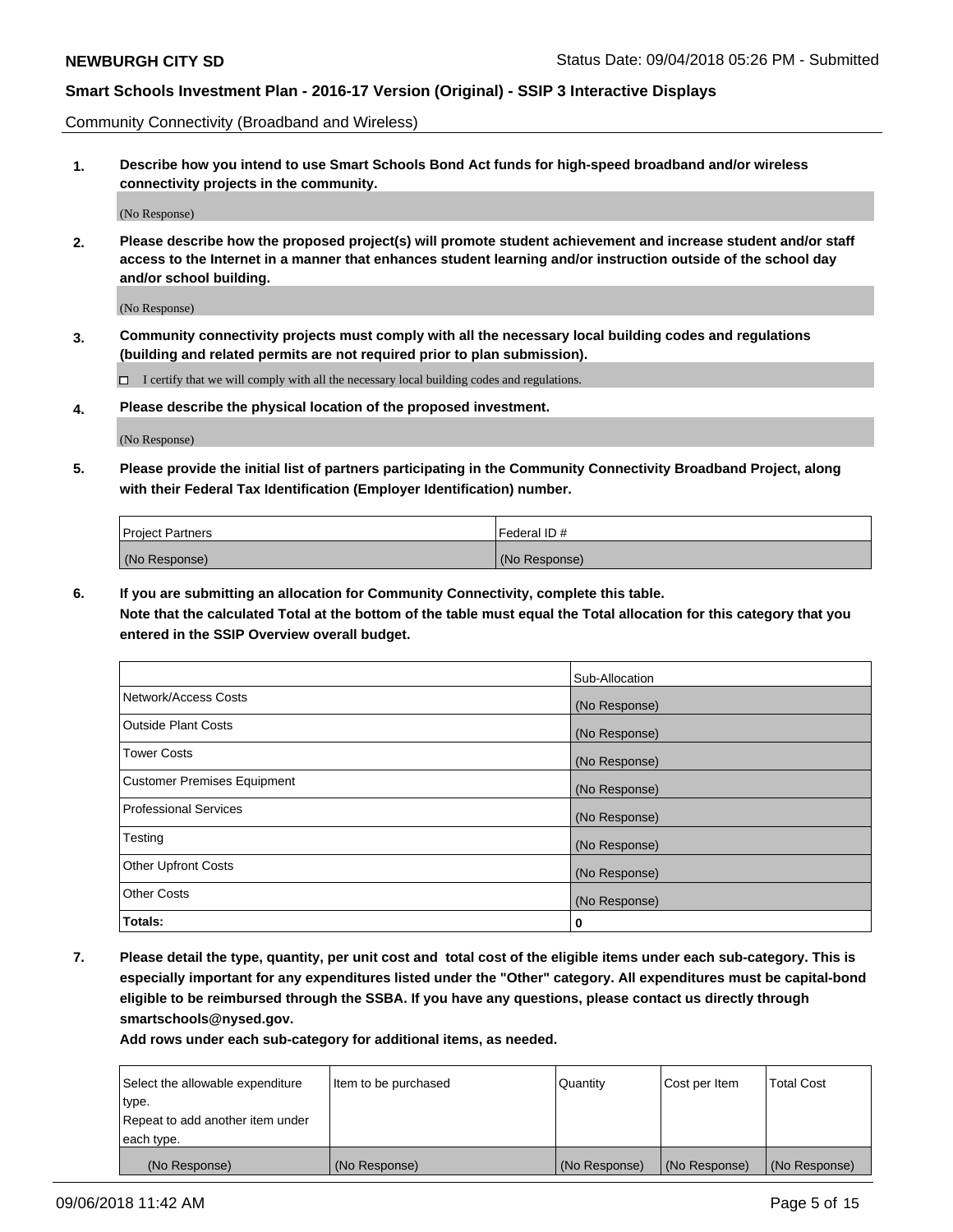Community Connectivity (Broadband and Wireless)

**1. Describe how you intend to use Smart Schools Bond Act funds for high-speed broadband and/or wireless connectivity projects in the community.**

(No Response)

**2. Please describe how the proposed project(s) will promote student achievement and increase student and/or staff access to the Internet in a manner that enhances student learning and/or instruction outside of the school day and/or school building.**

(No Response)

**3. Community connectivity projects must comply with all the necessary local building codes and regulations (building and related permits are not required prior to plan submission).**

☐ I certify that we will comply with all the necessary local building codes and regulations.

**4. Please describe the physical location of the proposed investment.**

(No Response)

**5. Please provide the initial list of partners participating in the Community Connectivity Broadband Project, along with their Federal Tax Identification (Employer Identification) number.**

| Project Partners | Federal ID # |
| --- | --- |
| (No Response) | (No Response) |

**6. If you are submitting an allocation for Community Connectivity, complete this table. Note that the calculated Total at the bottom of the table must equal the Total allocation for this category that you entered in the SSIP Overview overall budget.**

| | Sub-Allocation |
| --- | --- |
| Network/Access Costs | (No Response) |
| Outside Plant Costs | (No Response) |
| Tower Costs | (No Response) |
| Customer Premises Equipment | (No Response) |
| Professional Services | (No Response) |
| Testing | (No Response) |
| Other Upfront Costs | (No Response) |
| Other Costs | (No Response) |
| **Totals:** | **0** |

**7. Please detail the type, quantity, per unit cost and total cost of the eligible items under each sub-category. This is especially important for any expenditures listed under the "Other" category. All expenditures must be capital-bond eligible to be reimbursed through the SSBA. If you have any questions, please contact us directly through smartschools@nysed.gov.**

**Add rows under each sub-category for additional items, as needed.**

| Select the allowable expenditure type. Repeat to add another item under each type. | Item to be purchased | Quantity | Cost per Item | Total Cost |
| --- | --- | --- | --- | --- |
| (No Response) | (No Response) | (No Response) | (No Response) | (No Response) |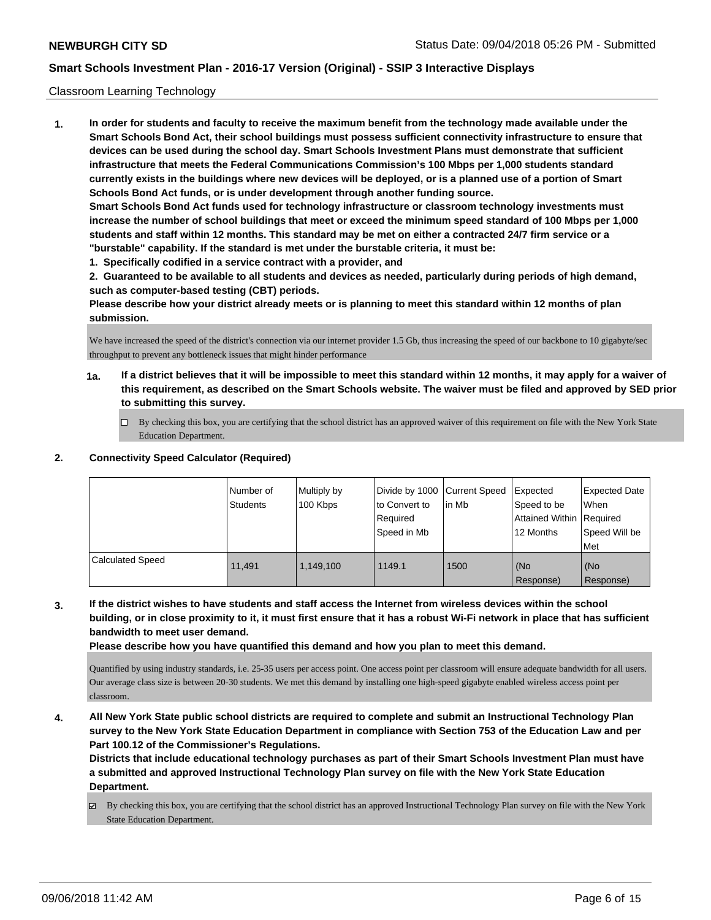Classroom Learning Technology

**1. In order for students and faculty to receive the maximum benefit from the technology made available under the Smart Schools Bond Act, their school buildings must possess sufficient connectivity infrastructure to ensure that devices can be used during the school day. Smart Schools Investment Plans must demonstrate that sufficient infrastructure that meets the Federal Communications Commission's 100 Mbps per 1,000 students standard currently exists in the buildings where new devices will be deployed, or is a planned use of a portion of Smart Schools Bond Act funds, or is under development through another funding source.**

**Smart Schools Bond Act funds used for technology infrastructure or classroom technology investments must increase the number of school buildings that meet or exceed the minimum speed standard of 100 Mbps per 1,000 students and staff within 12 months. This standard may be met on either a contracted 24/7 firm service or a "burstable" capability. If the standard is met under the burstable criteria, it must be:**

**1. Specifically codified in a service contract with a provider, and**

**2. Guaranteed to be available to all students and devices as needed, particularly during periods of high demand, such as computer-based testing (CBT) periods.**

**Please describe how your district already meets or is planning to meet this standard within 12 months of plan submission.**

We have increased the speed of the district's connection via our internet provider 1.5 Gb, thus increasing the speed of our backbone to 10 gigabyte/sec throughput to prevent any bottleneck issues that might hinder performance

**1a. If a district believes that it will be impossible to meet this standard within 12 months, it may apply for a waiver of this requirement, as described on the Smart Schools website. The waiver must be filed and approved by SED prior to submitting this survey.**

☐ By checking this box, you are certifying that the school district has an approved waiver of this requirement on file with the New York State Education Department.

**2. Connectivity Speed Calculator (Required)**

| | Number of Students | Multiply by 100 Kbps | Divide by 1000 to Convert to Required Speed in Mb | Current Speed in Mb | Expected Speed to be Attained Within 12 Months | Expected Date When Required Speed Will be Met |
|---|---|---|---|---|---|---|
| Calculated Speed | 11,491 | 1,149,100 | 1149.1 | 1500 | (No Response) | (No Response) |

**3. If the district wishes to have students and staff access the Internet from wireless devices within the school building, or in close proximity to it, it must first ensure that it has a robust Wi-Fi network in place that has sufficient bandwidth to meet user demand.**

**Please describe how you have quantified this demand and how you plan to meet this demand.**

Quantified by using industry standards, i.e. 25-35 users per access point. One access point per classroom will ensure adequate bandwidth for all users. Our average class size is between 20-30 students. We met this demand by installing one high-speed gigabyte enabled wireless access point per classroom.

**4. All New York State public school districts are required to complete and submit an Instructional Technology Plan survey to the New York State Education Department in compliance with Section 753 of the Education Law and per Part 100.12 of the Commissioner's Regulations.**

**Districts that include educational technology purchases as part of their Smart Schools Investment Plan must have a submitted and approved Instructional Technology Plan survey on file with the New York State Education Department.**

☑ By checking this box, you are certifying that the school district has an approved Instructional Technology Plan survey on file with the New York State Education Department.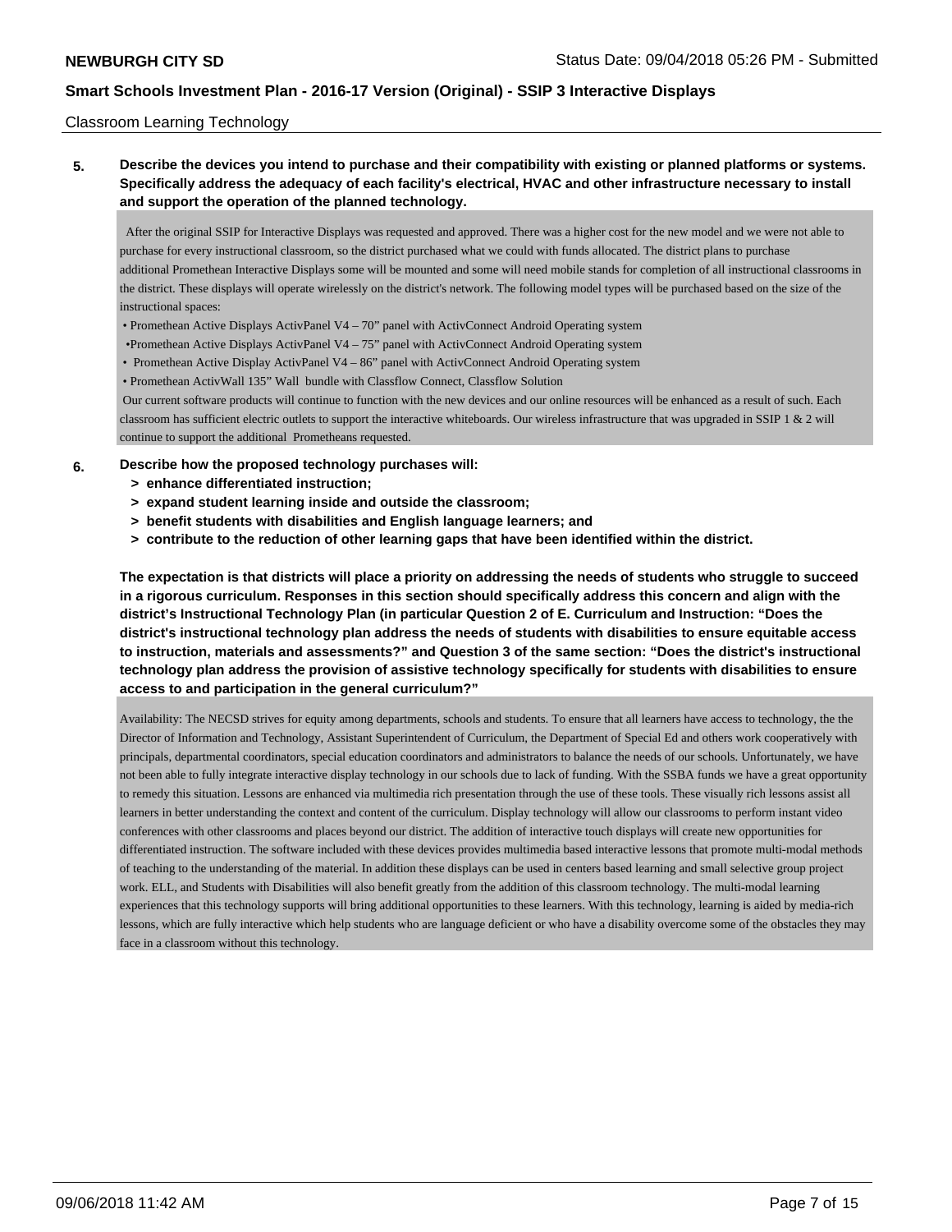Classroom Learning Technology

**5. Describe the devices you intend to purchase and their compatibility with existing or planned platforms or systems. Specifically address the adequacy of each facility's electrical, HVAC and other infrastructure necessary to install and support the operation of the planned technology.**

After the original SSIP for Interactive Displays was requested and approved. There was a higher cost for the new model and we were not able to purchase for every instructional classroom, so the district purchased what we could with funds allocated. The district plans to purchase additional Promethean Interactive Displays some will be mounted and some will need mobile stands for completion of all instructional classrooms in the district. These displays will operate wirelessly on the district's network. The following model types will be purchased based on the size of the instructional spaces:

- Promethean Active Displays ActivPanel V4 – 70" panel with ActivConnect Android Operating system
- Promethean Active Displays ActivPanel V4 – 75" panel with ActivConnect Android Operating system
- Promethean Active Display ActivPanel V4 – 86" panel with ActivConnect Android Operating system
- Promethean ActivWall 135" Wall bundle with Classflow Connect, Classflow Solution

Our current software products will continue to function with the new devices and our online resources will be enhanced as a result of such. Each classroom has sufficient electric outlets to support the interactive whiteboards. Our wireless infrastructure that was upgraded in SSIP 1 & 2 will continue to support the additional Prometheans requested.

**6. Describe how the proposed technology purchases will:**
**> enhance differentiated instruction;**
**> expand student learning inside and outside the classroom;**
**> benefit students with disabilities and English language learners; and**
**> contribute to the reduction of other learning gaps that have been identified within the district.**

**The expectation is that districts will place a priority on addressing the needs of students who struggle to succeed in a rigorous curriculum. Responses in this section should specifically address this concern and align with the district's Instructional Technology Plan (in particular Question 2 of E. Curriculum and Instruction: "Does the district's instructional technology plan address the needs of students with disabilities to ensure equitable access to instruction, materials and assessments?" and Question 3 of the same section: "Does the district's instructional technology plan address the provision of assistive technology specifically for students with disabilities to ensure access to and participation in the general curriculum?"**

Availability: The NECSD strives for equity among departments, schools and students. To ensure that all learners have access to technology, the the Director of Information and Technology, Assistant Superintendent of Curriculum, the Department of Special Ed and others work cooperatively with principals, departmental coordinators, special education coordinators and administrators to balance the needs of our schools. Unfortunately, we have not been able to fully integrate interactive display technology in our schools due to lack of funding. With the SSBA funds we have a great opportunity to remedy this situation. Lessons are enhanced via multimedia rich presentation through the use of these tools. These visually rich lessons assist all learners in better understanding the context and content of the curriculum. Display technology will allow our classrooms to perform instant video conferences with other classrooms and places beyond our district. The addition of interactive touch displays will create new opportunities for differentiated instruction. The software included with these devices provides multimedia based interactive lessons that promote multi-modal methods of teaching to the understanding of the material. In addition these displays can be used in centers based learning and small selective group project work. ELL, and Students with Disabilities will also benefit greatly from the addition of this classroom technology. The multi-modal learning experiences that this technology supports will bring additional opportunities to these learners. With this technology, learning is aided by media-rich lessons, which are fully interactive which help students who are language deficient or who have a disability overcome some of the obstacles they may face in a classroom without this technology.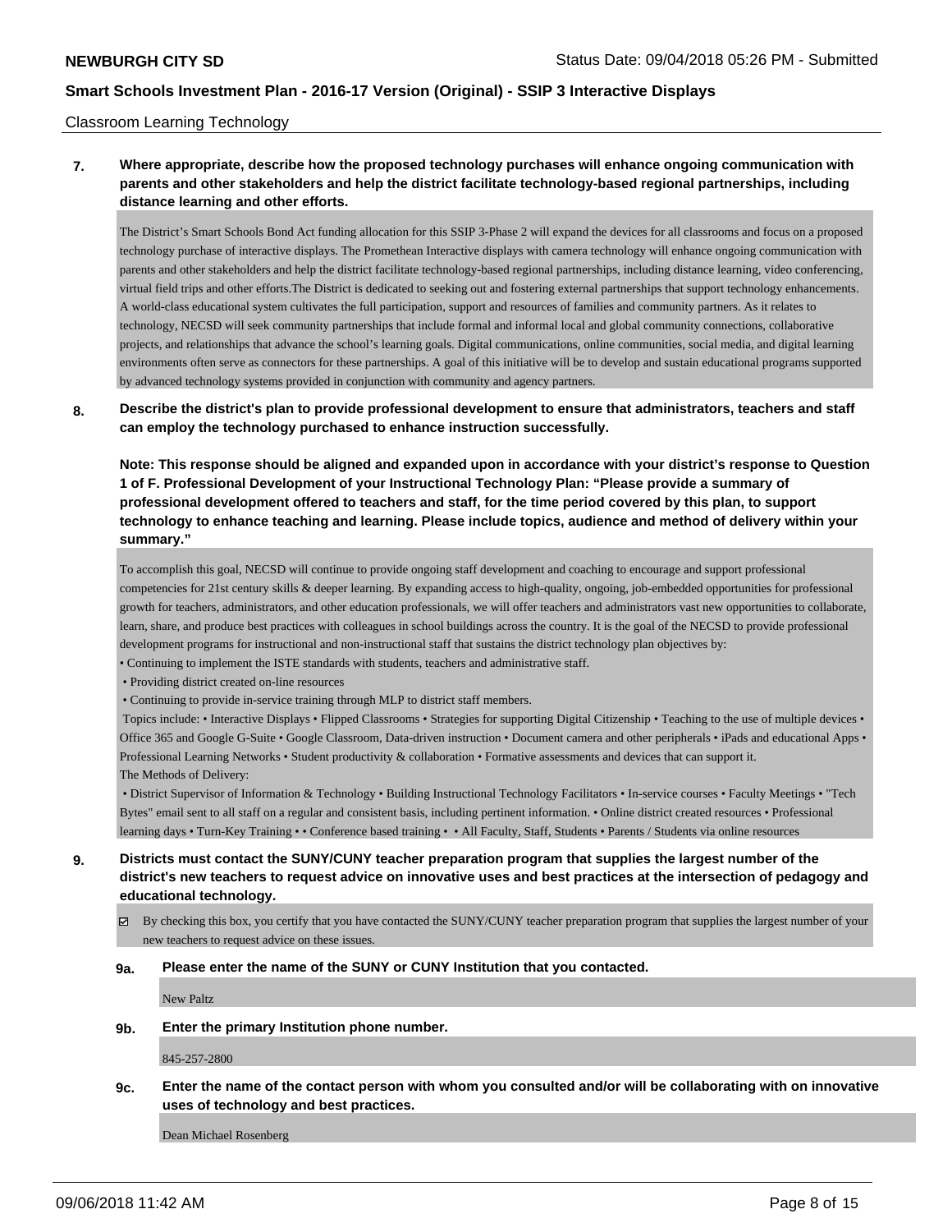Classroom Learning Technology

**7. Where appropriate, describe how the proposed technology purchases will enhance ongoing communication with parents and other stakeholders and help the district facilitate technology-based regional partnerships, including distance learning and other efforts.**

The District's Smart Schools Bond Act funding allocation for this SSIP 3-Phase 2 will expand the devices for all classrooms and focus on a proposed technology purchase of interactive displays. The Promethean Interactive displays with camera technology will enhance ongoing communication with parents and other stakeholders and help the district facilitate technology-based regional partnerships, including distance learning, video conferencing, virtual field trips and other efforts.The District is dedicated to seeking out and fostering external partnerships that support technology enhancements. A world-class educational system cultivates the full participation, support and resources of families and community partners. As it relates to technology, NECSD will seek community partnerships that include formal and informal local and global community connections, collaborative projects, and relationships that advance the school's learning goals. Digital communications, online communities, social media, and digital learning environments often serve as connectors for these partnerships. A goal of this initiative will be to develop and sustain educational programs supported by advanced technology systems provided in conjunction with community and agency partners.

**8. Describe the district's plan to provide professional development to ensure that administrators, teachers and staff can employ the technology purchased to enhance instruction successfully.**

**Note: This response should be aligned and expanded upon in accordance with your district's response to Question 1 of F. Professional Development of your Instructional Technology Plan: "Please provide a summary of professional development offered to teachers and staff, for the time period covered by this plan, to support technology to enhance teaching and learning. Please include topics, audience and method of delivery within your summary."**

To accomplish this goal, NECSD will continue to provide ongoing staff development and coaching to encourage and support professional competencies for 21st century skills & deeper learning. By expanding access to high-quality, ongoing, job-embedded opportunities for professional growth for teachers, administrators, and other education professionals, we will offer teachers and administrators vast new opportunities to collaborate, learn, share, and produce best practices with colleagues in school buildings across the country. It is the goal of the NECSD to provide professional development programs for instructional and non-instructional staff that sustains the district technology plan objectives by:

• Continuing to implement the ISTE standards with students, teachers and administrative staff.

• Providing district created on-line resources

• Continuing to provide in-service training through MLP to district staff members.

Topics include: • Interactive Displays • Flipped Classrooms • Strategies for supporting Digital Citizenship • Teaching to the use of multiple devices • Office 365 and Google G-Suite • Google Classroom, Data-driven instruction • Document camera and other peripherals • iPads and educational Apps • Professional Learning Networks • Student productivity & collaboration • Formative assessments and devices that can support it.

The Methods of Delivery:

• District Supervisor of Information & Technology • Building Instructional Technology Facilitators • In-service courses • Faculty Meetings • "Tech Bytes" email sent to all staff on a regular and consistent basis, including pertinent information. • Online district created resources • Professional learning days • Turn-Key Training • • Conference based training • • All Faculty, Staff, Students • Parents / Students via online resources

**9. Districts must contact the SUNY/CUNY teacher preparation program that supplies the largest number of the district's new teachers to request advice on innovative uses and best practices at the intersection of pedagogy and educational technology.**

☑ By checking this box, you certify that you have contacted the SUNY/CUNY teacher preparation program that supplies the largest number of your new teachers to request advice on these issues.

**9a. Please enter the name of the SUNY or CUNY Institution that you contacted.**

New Paltz

**9b. Enter the primary Institution phone number.**

845-257-2800

**9c. Enter the name of the contact person with whom you consulted and/or will be collaborating with on innovative uses of technology and best practices.**

Dean Michael Rosenberg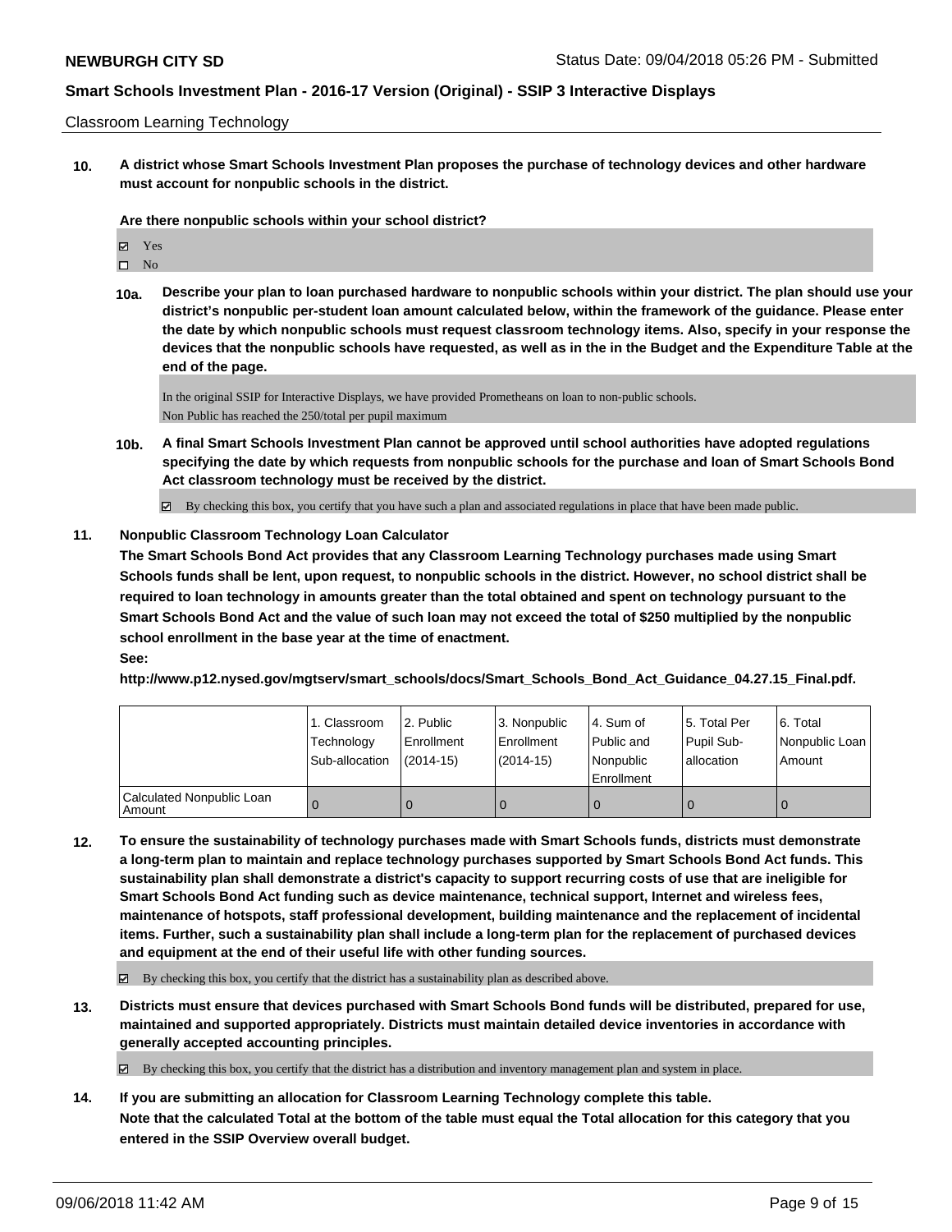Classroom Learning Technology

**10. A district whose Smart Schools Investment Plan proposes the purchase of technology devices and other hardware must account for nonpublic schools in the district.**

**Are there nonpublic schools within your school district?**

☑ Yes
☐ No

**10a. Describe your plan to loan purchased hardware to nonpublic schools within your district. The plan should use your district's nonpublic per-student loan amount calculated below, within the framework of the guidance. Please enter the date by which nonpublic schools must request classroom technology items. Also, specify in your response the devices that the nonpublic schools have requested, as well as in the in the Budget and the Expenditure Table at the end of the page.**

In the original SSIP for Interactive Displays, we have provided Prometheans on loan to non-public schools.
Non Public has reached the 250/total per pupil maximum

**10b. A final Smart Schools Investment Plan cannot be approved until school authorities have adopted regulations specifying the date by which requests from nonpublic schools for the purchase and loan of Smart Schools Bond Act classroom technology must be received by the district.**

☑ By checking this box, you certify that you have such a plan and associated regulations in place that have been made public.

**11. Nonpublic Classroom Technology Loan Calculator**

**The Smart Schools Bond Act provides that any Classroom Learning Technology purchases made using Smart Schools funds shall be lent, upon request, to nonpublic schools in the district. However, no school district shall be required to loan technology in amounts greater than the total obtained and spent on technology pursuant to the Smart Schools Bond Act and the value of such loan may not exceed the total of $250 multiplied by the nonpublic school enrollment in the base year at the time of enactment.**

**See:**

**http://www.p12.nysed.gov/mgtserv/smart_schools/docs/Smart_Schools_Bond_Act_Guidance_04.27.15_Final.pdf.**

| | 1. Classroom Technology Sub-allocation | 2. Public Enrollment (2014-15) | 3. Nonpublic Enrollment (2014-15) | 4. Sum of Public and Nonpublic Enrollment | 5. Total Per Pupil Sub-allocation | 6. Total Nonpublic Loan Amount |
|---|---|---|---|---|---|---|
| Calculated Nonpublic Loan Amount | 0 | 0 | 0 | 0 | 0 | 0 |

**12. To ensure the sustainability of technology purchases made with Smart Schools funds, districts must demonstrate a long-term plan to maintain and replace technology purchases supported by Smart Schools Bond Act funds. This sustainability plan shall demonstrate a district's capacity to support recurring costs of use that are ineligible for Smart Schools Bond Act funding such as device maintenance, technical support, Internet and wireless fees, maintenance of hotspots, staff professional development, building maintenance and the replacement of incidental items. Further, such a sustainability plan shall include a long-term plan for the replacement of purchased devices and equipment at the end of their useful life with other funding sources.**

☑ By checking this box, you certify that the district has a sustainability plan as described above.

**13. Districts must ensure that devices purchased with Smart Schools Bond funds will be distributed, prepared for use, maintained and supported appropriately. Districts must maintain detailed device inventories in accordance with generally accepted accounting principles.**

☑ By checking this box, you certify that the district has a distribution and inventory management plan and system in place.

**14. If you are submitting an allocation for Classroom Learning Technology complete this table.**
**Note that the calculated Total at the bottom of the table must equal the Total allocation for this category that you entered in the SSIP Overview overall budget.**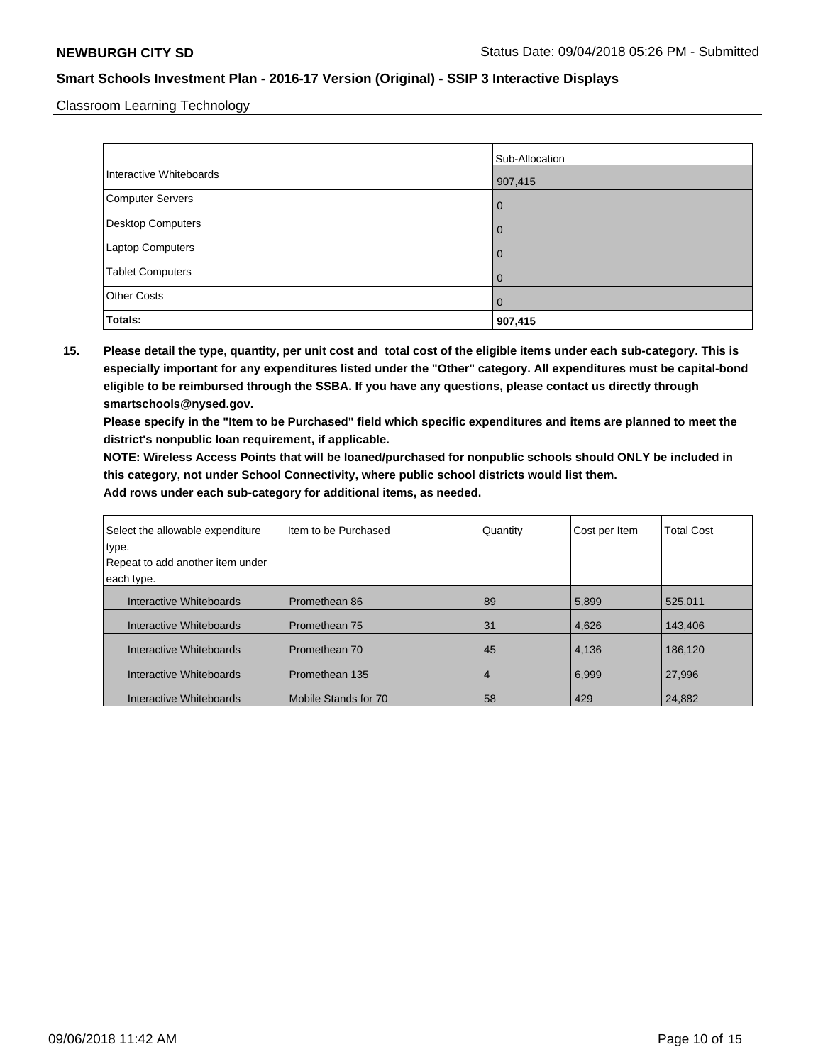Classroom Learning Technology

| | Sub-Allocation |
|---|---|
| Interactive Whiteboards | 907,415 |
| Computer Servers | 0 |
| Desktop Computers | 0 |
| Laptop Computers | 0 |
| Tablet Computers | 0 |
| Other Costs | 0 |
| **Totals:** | **907,415** |

**15. Please detail the type, quantity, per unit cost and total cost of the eligible items under each sub-category. This is especially important for any expenditures listed under the "Other" category. All expenditures must be capital-bond eligible to be reimbursed through the SSBA. If you have any questions, please contact us directly through smartschools@nysed.gov.**

**Please specify in the "Item to be Purchased" field which specific expenditures and items are planned to meet the district's nonpublic loan requirement, if applicable.**

**NOTE: Wireless Access Points that will be loaned/purchased for nonpublic schools should ONLY be included in this category, not under School Connectivity, where public school districts would list them.**

**Add rows under each sub-category for additional items, as needed.**

| Select the allowable expenditure type. Repeat to add another item under each type. | Item to be Purchased | Quantity | Cost per Item | Total Cost |
|---|---|---|---|---|
| Interactive Whiteboards | Promethean 86 | 89 | 5,899 | 525,011 |
| Interactive Whiteboards | Promethean 75 | 31 | 4,626 | 143,406 |
| Interactive Whiteboards | Promethean 70 | 45 | 4,136 | 186,120 |
| Interactive Whiteboards | Promethean 135 | 4 | 6,999 | 27,996 |
| Interactive Whiteboards | Mobile Stands for 70 | 58 | 429 | 24,882 |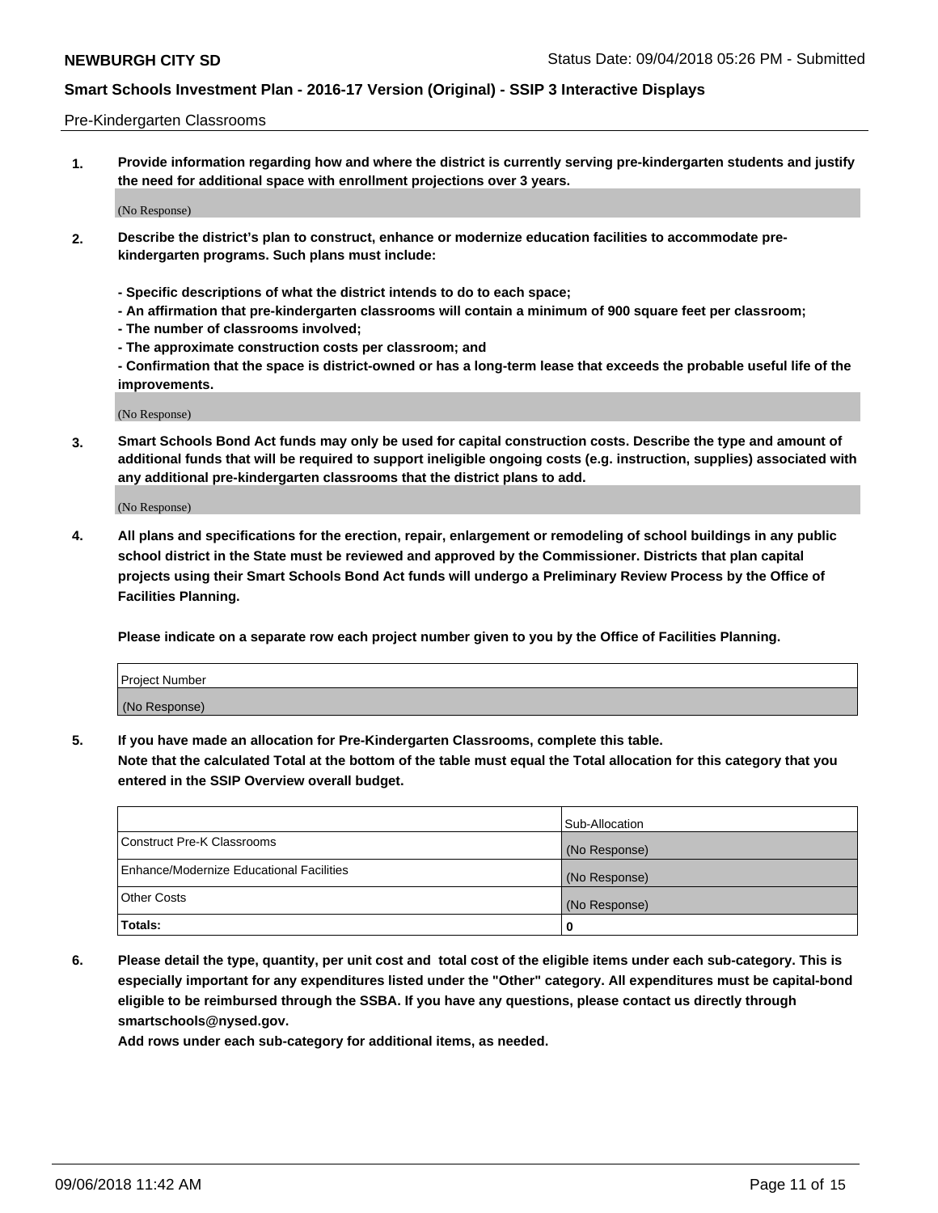Pre-Kindergarten Classrooms

1. **Provide information regarding how and where the district is currently serving pre-kindergarten students and justify the need for additional space with enrollment projections over 3 years.**

   (No Response)

2. **Describe the district's plan to construct, enhance or modernize education facilities to accommodate pre-kindergarten programs. Such plans must include:**

   **- Specific descriptions of what the district intends to do to each space;**
   **- An affirmation that pre-kindergarten classrooms will contain a minimum of 900 square feet per classroom;**
   **- The number of classrooms involved;**
   **- The approximate construction costs per classroom; and**
   **- Confirmation that the space is district-owned or has a long-term lease that exceeds the probable useful life of the improvements.**

   (No Response)

3. **Smart Schools Bond Act funds may only be used for capital construction costs. Describe the type and amount of additional funds that will be required to support ineligible ongoing costs (e.g. instruction, supplies) associated with any additional pre-kindergarten classrooms that the district plans to add.**

   (No Response)

4. **All plans and specifications for the erection, repair, enlargement or remodeling of school buildings in any public school district in the State must be reviewed and approved by the Commissioner. Districts that plan capital projects using their Smart Schools Bond Act funds will undergo a Preliminary Review Process by the Office of Facilities Planning.**

   **Please indicate on a separate row each project number given to you by the Office of Facilities Planning.**

| Project Number |
|---|
| (No Response) |

5. **If you have made an allocation for Pre-Kindergarten Classrooms, complete this table.**
   **Note that the calculated Total at the bottom of the table must equal the Total allocation for this category that you entered in the SSIP Overview overall budget.**

| | Sub-Allocation |
|---|---|
| Construct Pre-K Classrooms | (No Response) |
| Enhance/Modernize Educational Facilities | (No Response) |
| Other Costs | (No Response) |
| **Totals:** | **0** |

6. **Please detail the type, quantity, per unit cost and total cost of the eligible items under each sub-category. This is especially important for any expenditures listed under the "Other" category. All expenditures must be capital-bond eligible to be reimbursed through the SSBA. If you have any questions, please contact us directly through smartschools@nysed.gov.**
   **Add rows under each sub-category for additional items, as needed.**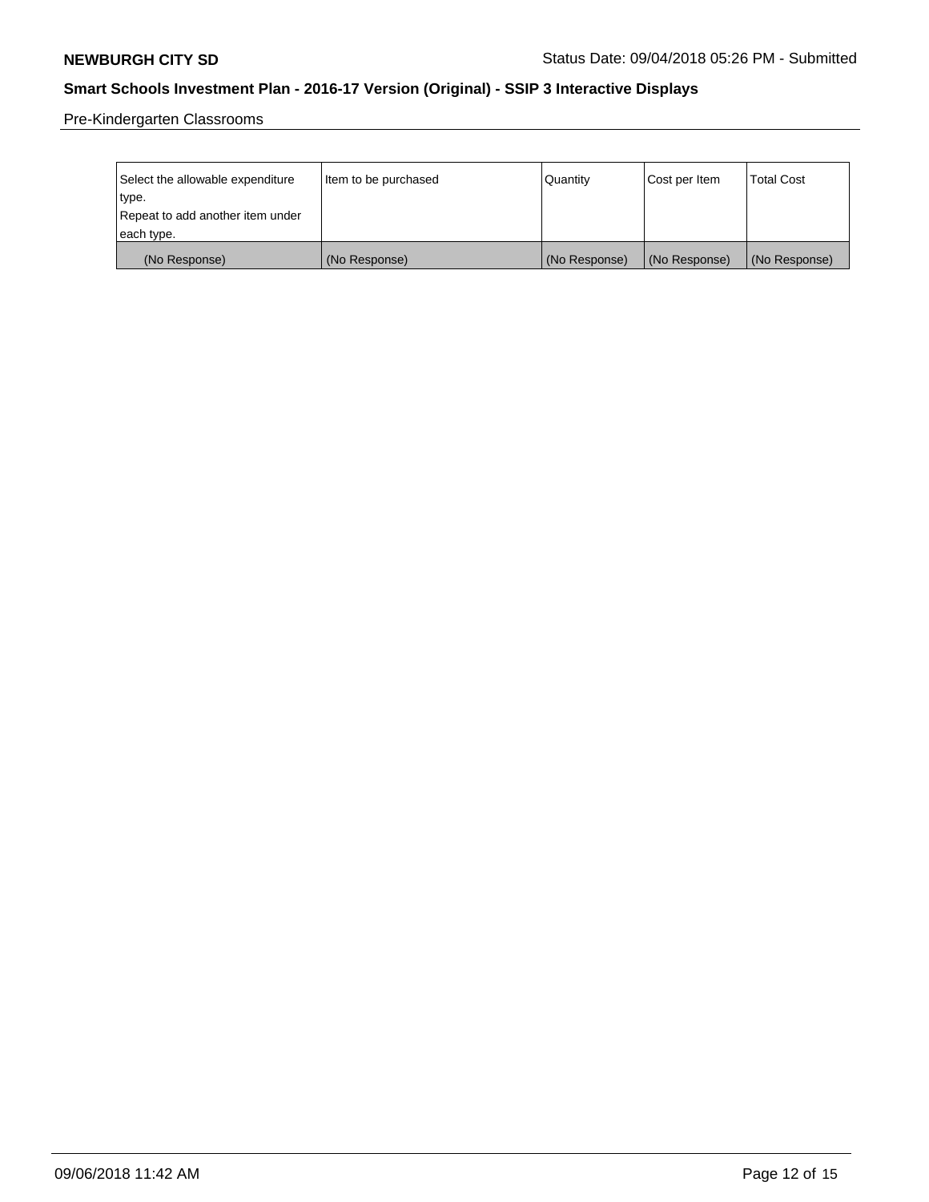Pre-Kindergarten Classrooms

| Select the allowable expenditure type. Repeat to add another item under each type. | Item to be purchased | Quantity | Cost per Item | Total Cost |
|---|---|---|---|---|
| (No Response) | (No Response) | (No Response) | (No Response) | (No Response) |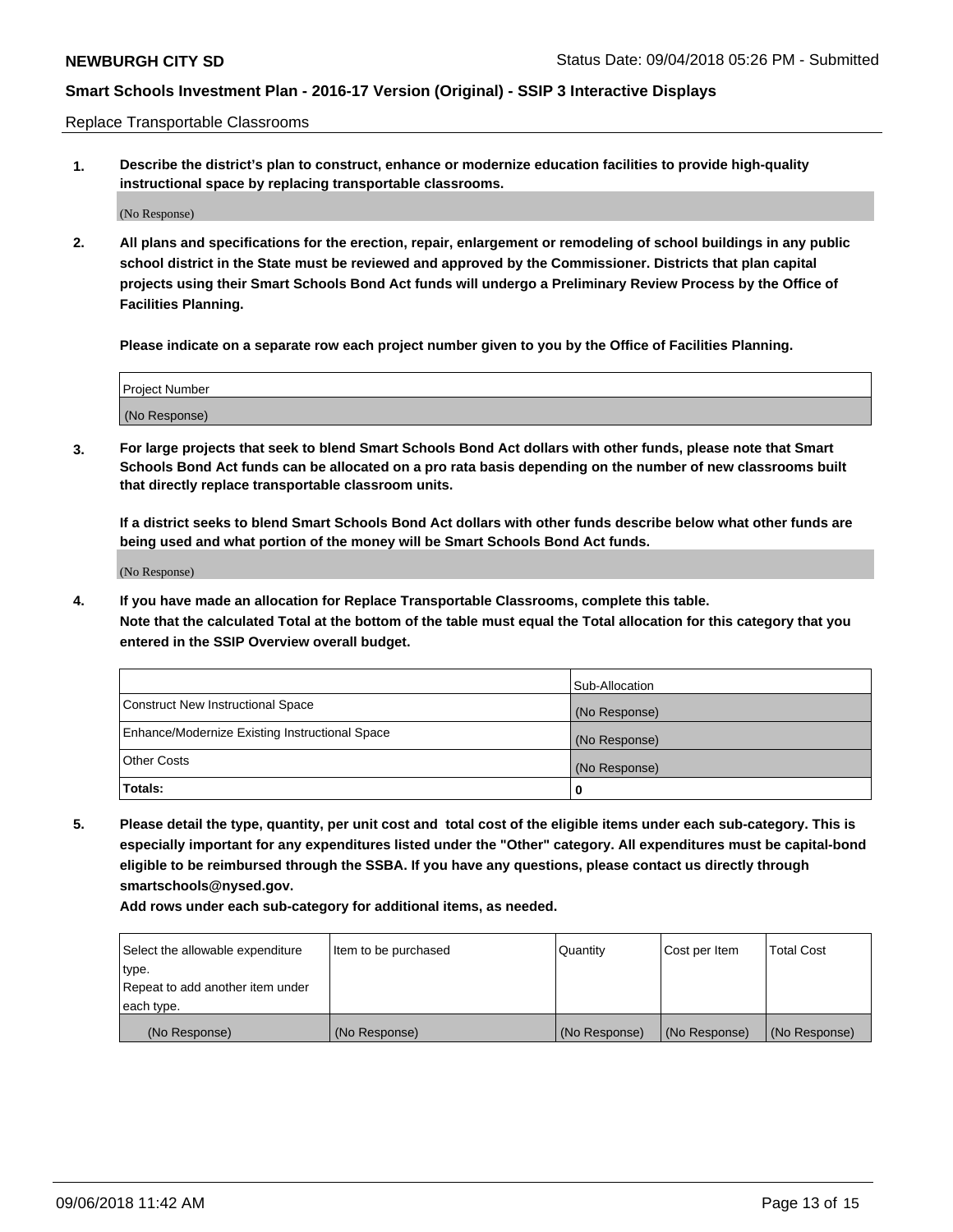Replace Transportable Classrooms

1. **Describe the district's plan to construct, enhance or modernize education facilities to provide high-quality instructional space by replacing transportable classrooms.**

(No Response)

2. **All plans and specifications for the erection, repair, enlargement or remodeling of school buildings in any public school district in the State must be reviewed and approved by the Commissioner. Districts that plan capital projects using their Smart Schools Bond Act funds will undergo a Preliminary Review Process by the Office of Facilities Planning.**

   **Please indicate on a separate row each project number given to you by the Office of Facilities Planning.**

| Project Number |
| --- |
| (No Response) |

3. **For large projects that seek to blend Smart Schools Bond Act dollars with other funds, please note that Smart Schools Bond Act funds can be allocated on a pro rata basis depending on the number of new classrooms built that directly replace transportable classroom units.**

   **If a district seeks to blend Smart Schools Bond Act dollars with other funds describe below what other funds are being used and what portion of the money will be Smart Schools Bond Act funds.**

(No Response)

4. **If you have made an allocation for Replace Transportable Classrooms, complete this table. Note that the calculated Total at the bottom of the table must equal the Total allocation for this category that you entered in the SSIP Overview overall budget.**

| | Sub-Allocation |
| --- | --- |
| Construct New Instructional Space | (No Response) |
| Enhance/Modernize Existing Instructional Space | (No Response) |
| Other Costs | (No Response) |
| **Totals:** | **0** |

5. **Please detail the type, quantity, per unit cost and total cost of the eligible items under each sub-category. This is especially important for any expenditures listed under the "Other" category. All expenditures must be capital-bond eligible to be reimbursed through the SSBA. If you have any questions, please contact us directly through smartschools@nysed.gov.**

   **Add rows under each sub-category for additional items, as needed.**

| Select the allowable expenditure type. Repeat to add another item under each type. | Item to be purchased | Quantity | Cost per Item | Total Cost |
| --- | --- | --- | --- | --- |
| (No Response) | (No Response) | (No Response) | (No Response) | (No Response) |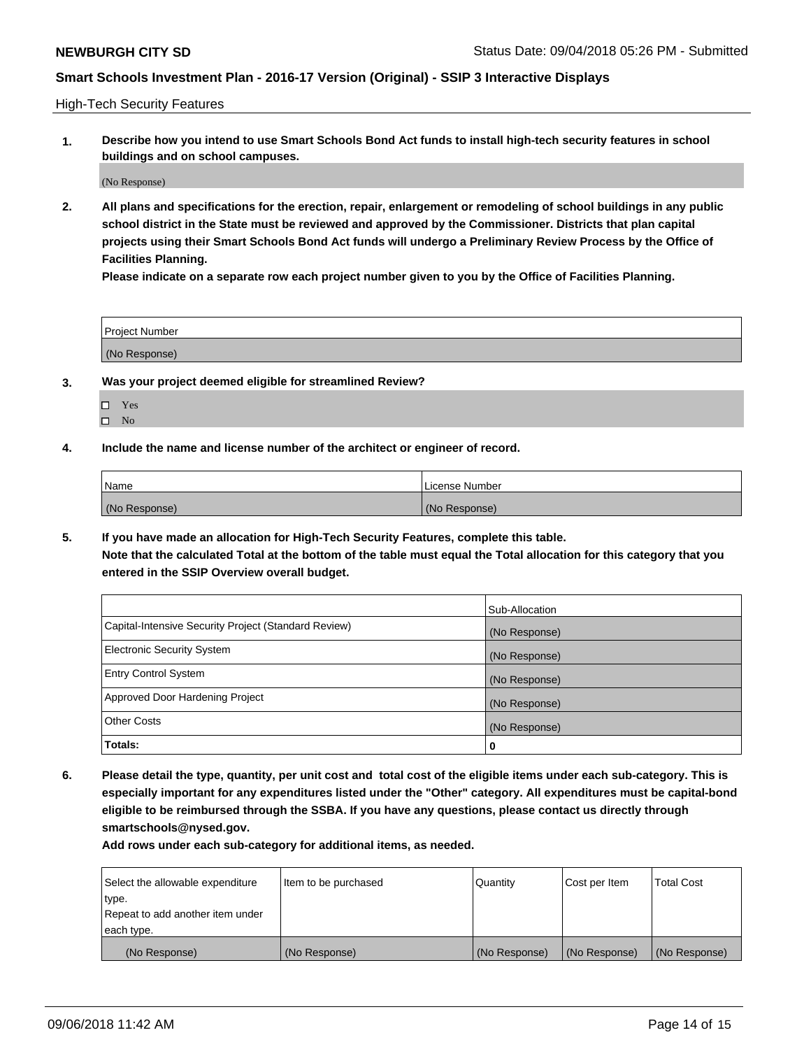High-Tech Security Features

**1. Describe how you intend to use Smart Schools Bond Act funds to install high-tech security features in school buildings and on school campuses.**

(No Response)

**2. All plans and specifications for the erection, repair, enlargement or remodeling of school buildings in any public school district in the State must be reviewed and approved by the Commissioner. Districts that plan capital projects using their Smart Schools Bond Act funds will undergo a Preliminary Review Process by the Office of Facilities Planning.**

**Please indicate on a separate row each project number given to you by the Office of Facilities Planning.**

| Project Number |
| --- |
| (No Response) |

**3. Was your project deemed eligible for streamlined Review?**

- ☐ Yes
- ☐ No

**4. Include the name and license number of the architect or engineer of record.**

| Name | License Number |
| --- | --- |
| (No Response) | (No Response) |

**5. If you have made an allocation for High-Tech Security Features, complete this table.**

**Note that the calculated Total at the bottom of the table must equal the Total allocation for this category that you entered in the SSIP Overview overall budget.**

| | Sub-Allocation |
| --- | --- |
| Capital-Intensive Security Project (Standard Review) | (No Response) |
| Electronic Security System | (No Response) |
| Entry Control System | (No Response) |
| Approved Door Hardening Project | (No Response) |
| Other Costs | (No Response) |
| **Totals:** | **0** |

**6. Please detail the type, quantity, per unit cost and total cost of the eligible items under each sub-category. This is especially important for any expenditures listed under the "Other" category. All expenditures must be capital-bond eligible to be reimbursed through the SSBA. If you have any questions, please contact us directly through smartschools@nysed.gov.**

**Add rows under each sub-category for additional items, as needed.**

| Select the allowable expenditure type. Repeat to add another item under each type. | Item to be purchased | Quantity | Cost per Item | Total Cost |
| --- | --- | --- | --- | --- |
| (No Response) | (No Response) | (No Response) | (No Response) | (No Response) |